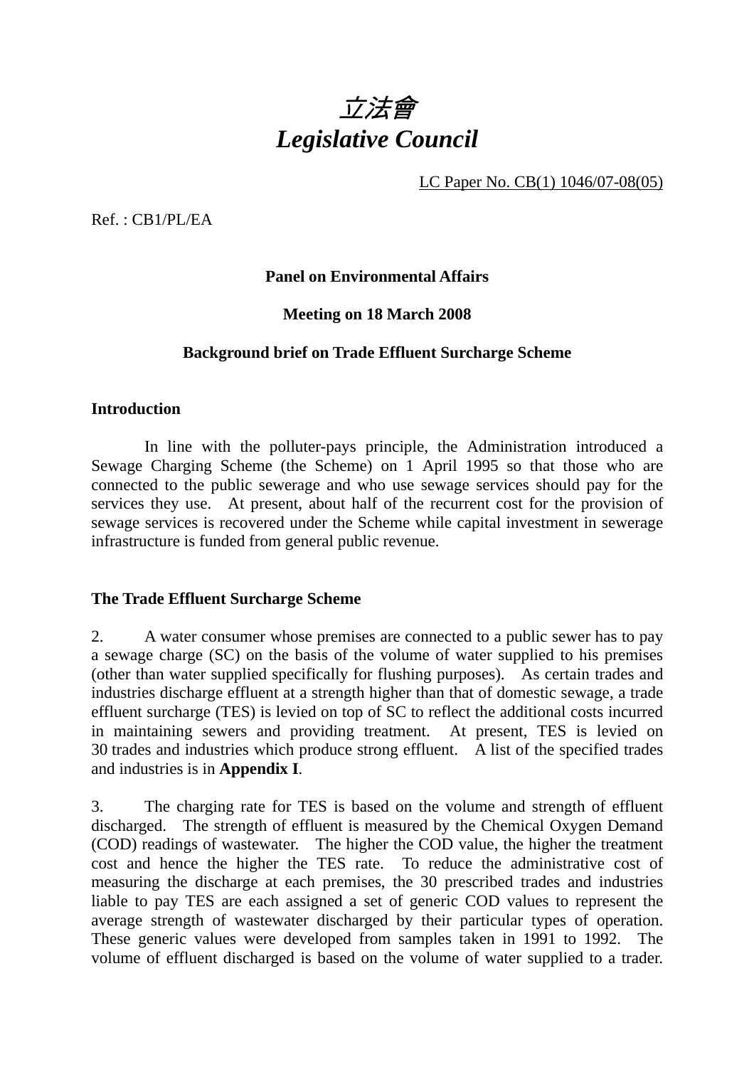# *立法會*
# *Legislative Council*

LC Paper No. CB(1) 1046/07-08(05)

Ref. : CB1/PL/EA

**Panel on Environmental Affairs**

**Meeting on 18 March 2008**

**Background brief on Trade Effluent Surcharge Scheme**

## Introduction

In line with the polluter-pays principle, the Administration introduced a Sewage Charging Scheme (the Scheme) on 1 April 1995 so that those who are connected to the public sewerage and who use sewage services should pay for the services they use. At present, about half of the recurrent cost for the provision of sewage services is recovered under the Scheme while capital investment in sewerage infrastructure is funded from general public revenue.

## The Trade Effluent Surcharge Scheme

2. A water consumer whose premises are connected to a public sewer has to pay a sewage charge (SC) on the basis of the volume of water supplied to his premises (other than water supplied specifically for flushing purposes). As certain trades and industries discharge effluent at a strength higher than that of domestic sewage, a trade effluent surcharge (TES) is levied on top of SC to reflect the additional costs incurred in maintaining sewers and providing treatment. At present, TES is levied on 30 trades and industries which produce strong effluent. A list of the specified trades and industries is in **Appendix I**.

3. The charging rate for TES is based on the volume and strength of effluent discharged. The strength of effluent is measured by the Chemical Oxygen Demand (COD) readings of wastewater. The higher the COD value, the higher the treatment cost and hence the higher the TES rate. To reduce the administrative cost of measuring the discharge at each premises, the 30 prescribed trades and industries liable to pay TES are each assigned a set of generic COD values to represent the average strength of wastewater discharged by their particular types of operation. These generic values were developed from samples taken in 1991 to 1992. The volume of effluent discharged is based on the volume of water supplied to a trader.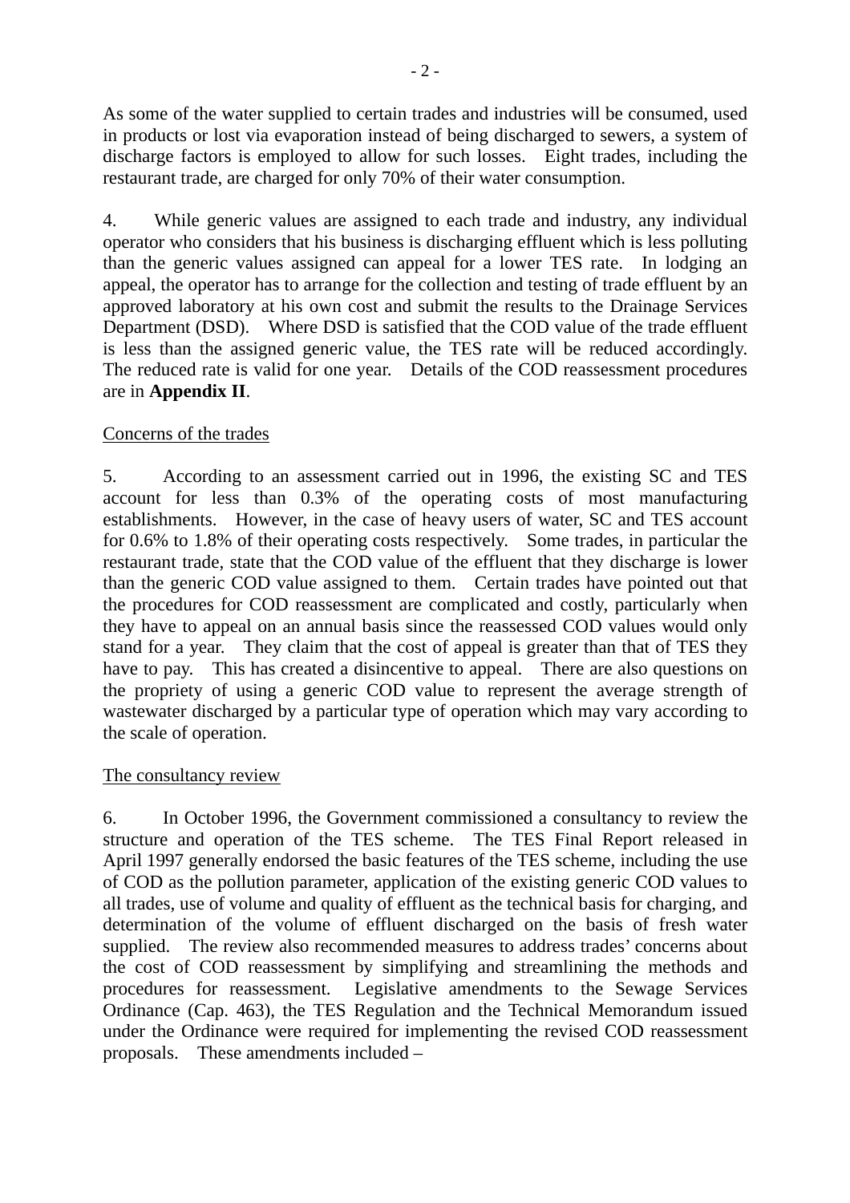As some of the water supplied to certain trades and industries will be consumed, used in products or lost via evaporation instead of being discharged to sewers, a system of discharge factors is employed to allow for such losses. Eight trades, including the restaurant trade, are charged for only 70% of their water consumption.

4. While generic values are assigned to each trade and industry, any individual operator who considers that his business is discharging effluent which is less polluting than the generic values assigned can appeal for a lower TES rate. In lodging an appeal, the operator has to arrange for the collection and testing of trade effluent by an approved laboratory at his own cost and submit the results to the Drainage Services Department (DSD). Where DSD is satisfied that the COD value of the trade effluent is less than the assigned generic value, the TES rate will be reduced accordingly. The reduced rate is valid for one year. Details of the COD reassessment procedures are in **Appendix II**.

<u>Concerns of the trades</u>

5. According to an assessment carried out in 1996, the existing SC and TES account for less than 0.3% of the operating costs of most manufacturing establishments. However, in the case of heavy users of water, SC and TES account for 0.6% to 1.8% of their operating costs respectively. Some trades, in particular the restaurant trade, state that the COD value of the effluent that they discharge is lower than the generic COD value assigned to them. Certain trades have pointed out that the procedures for COD reassessment are complicated and costly, particularly when they have to appeal on an annual basis since the reassessed COD values would only stand for a year. They claim that the cost of appeal is greater than that of TES they have to pay. This has created a disincentive to appeal. There are also questions on the propriety of using a generic COD value to represent the average strength of wastewater discharged by a particular type of operation which may vary according to the scale of operation.

<u>The consultancy review</u>

6. In October 1996, the Government commissioned a consultancy to review the structure and operation of the TES scheme. The TES Final Report released in April 1997 generally endorsed the basic features of the TES scheme, including the use of COD as the pollution parameter, application of the existing generic COD values to all trades, use of volume and quality of effluent as the technical basis for charging, and determination of the volume of effluent discharged on the basis of fresh water supplied. The review also recommended measures to address trades' concerns about the cost of COD reassessment by simplifying and streamlining the methods and procedures for reassessment. Legislative amendments to the Sewage Services Ordinance (Cap. 463), the TES Regulation and the Technical Memorandum issued under the Ordinance were required for implementing the revised COD reassessment proposals. These amendments included –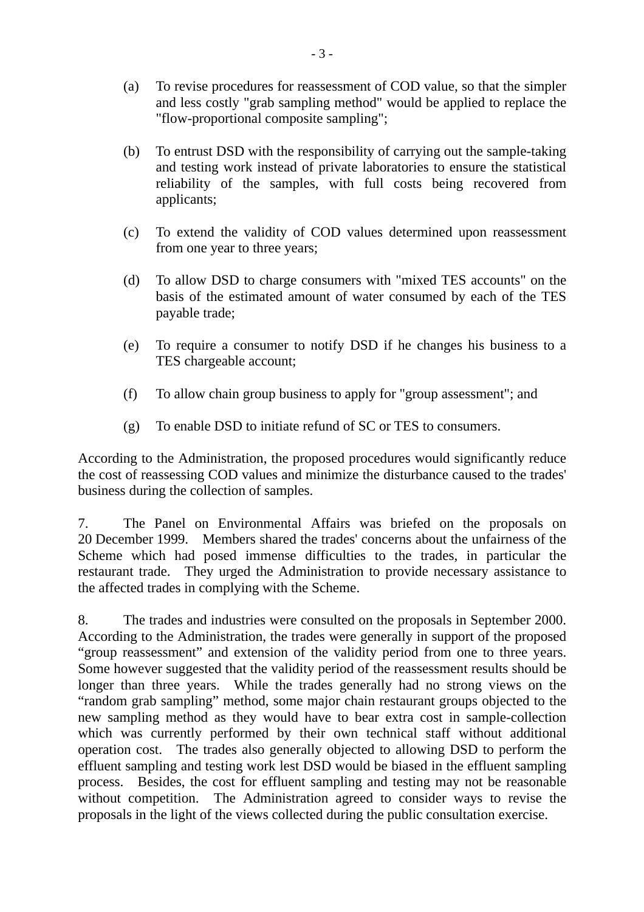(a) To revise procedures for reassessment of COD value, so that the simpler and less costly "grab sampling method" would be applied to replace the "flow-proportional composite sampling";

(b) To entrust DSD with the responsibility of carrying out the sample-taking and testing work instead of private laboratories to ensure the statistical reliability of the samples, with full costs being recovered from applicants;

(c) To extend the validity of COD values determined upon reassessment from one year to three years;

(d) To allow DSD to charge consumers with "mixed TES accounts" on the basis of the estimated amount of water consumed by each of the TES payable trade;

(e) To require a consumer to notify DSD if he changes his business to a TES chargeable account;

(f) To allow chain group business to apply for "group assessment"; and

(g) To enable DSD to initiate refund of SC or TES to consumers.

According to the Administration, the proposed procedures would significantly reduce the cost of reassessing COD values and minimize the disturbance caused to the trades' business during the collection of samples.

7. The Panel on Environmental Affairs was briefed on the proposals on 20 December 1999. Members shared the trades' concerns about the unfairness of the Scheme which had posed immense difficulties to the trades, in particular the restaurant trade. They urged the Administration to provide necessary assistance to the affected trades in complying with the Scheme.

8. The trades and industries were consulted on the proposals in September 2000. According to the Administration, the trades were generally in support of the proposed "group reassessment" and extension of the validity period from one to three years. Some however suggested that the validity period of the reassessment results should be longer than three years. While the trades generally had no strong views on the "random grab sampling" method, some major chain restaurant groups objected to the new sampling method as they would have to bear extra cost in sample-collection which was currently performed by their own technical staff without additional operation cost. The trades also generally objected to allowing DSD to perform the effluent sampling and testing work lest DSD would be biased in the effluent sampling process. Besides, the cost for effluent sampling and testing may not be reasonable without competition. The Administration agreed to consider ways to revise the proposals in the light of the views collected during the public consultation exercise.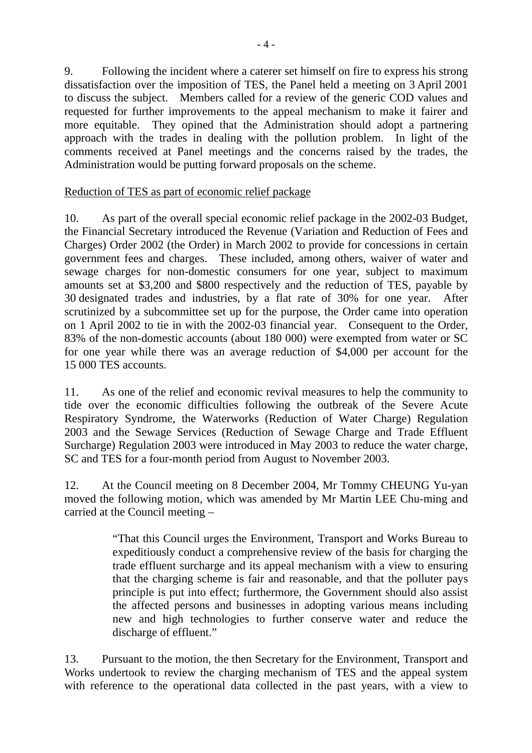9. Following the incident where a caterer set himself on fire to express his strong dissatisfaction over the imposition of TES, the Panel held a meeting on 3 April 2001 to discuss the subject. Members called for a review of the generic COD values and requested for further improvements to the appeal mechanism to make it fairer and more equitable. They opined that the Administration should adopt a partnering approach with the trades in dealing with the pollution problem. In light of the comments received at Panel meetings and the concerns raised by the trades, the Administration would be putting forward proposals on the scheme.

Reduction of TES as part of economic relief package

10. As part of the overall special economic relief package in the 2002-03 Budget, the Financial Secretary introduced the Revenue (Variation and Reduction of Fees and Charges) Order 2002 (the Order) in March 2002 to provide for concessions in certain government fees and charges. These included, among others, waiver of water and sewage charges for non-domestic consumers for one year, subject to maximum amounts set at $3,200 and $800 respectively and the reduction of TES, payable by 30 designated trades and industries, by a flat rate of 30% for one year. After scrutinized by a subcommittee set up for the purpose, the Order came into operation on 1 April 2002 to tie in with the 2002-03 financial year. Consequent to the Order, 83% of the non-domestic accounts (about 180 000) were exempted from water or SC for one year while there was an average reduction of $4,000 per account for the 15 000 TES accounts.

11. As one of the relief and economic revival measures to help the community to tide over the economic difficulties following the outbreak of the Severe Acute Respiratory Syndrome, the Waterworks (Reduction of Water Charge) Regulation 2003 and the Sewage Services (Reduction of Sewage Charge and Trade Effluent Surcharge) Regulation 2003 were introduced in May 2003 to reduce the water charge, SC and TES for a four-month period from August to November 2003.

12. At the Council meeting on 8 December 2004, Mr Tommy CHEUNG Yu-yan moved the following motion, which was amended by Mr Martin LEE Chu-ming and carried at the Council meeting –

> "That this Council urges the Environment, Transport and Works Bureau to expeditiously conduct a comprehensive review of the basis for charging the trade effluent surcharge and its appeal mechanism with a view to ensuring that the charging scheme is fair and reasonable, and that the polluter pays principle is put into effect; furthermore, the Government should also assist the affected persons and businesses in adopting various means including new and high technologies to further conserve water and reduce the discharge of effluent."

13. Pursuant to the motion, the then Secretary for the Environment, Transport and Works undertook to review the charging mechanism of TES and the appeal system with reference to the operational data collected in the past years, with a view to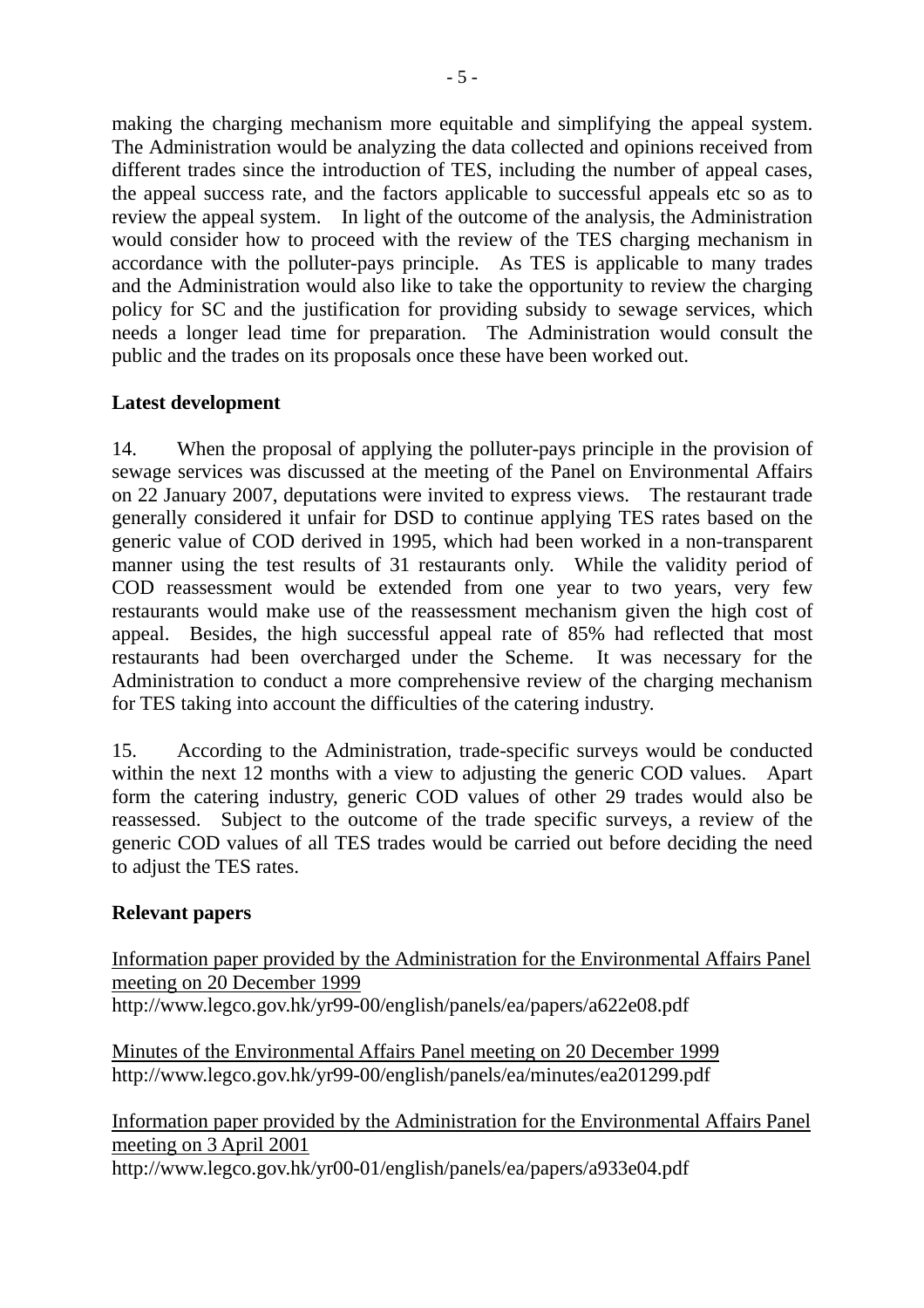making the charging mechanism more equitable and simplifying the appeal system. The Administration would be analyzing the data collected and opinions received from different trades since the introduction of TES, including the number of appeal cases, the appeal success rate, and the factors applicable to successful appeals etc so as to review the appeal system. In light of the outcome of the analysis, the Administration would consider how to proceed with the review of the TES charging mechanism in accordance with the polluter-pays principle. As TES is applicable to many trades and the Administration would also like to take the opportunity to review the charging policy for SC and the justification for providing subsidy to sewage services, which needs a longer lead time for preparation. The Administration would consult the public and the trades on its proposals once these have been worked out.

**Latest development**

14. When the proposal of applying the polluter-pays principle in the provision of sewage services was discussed at the meeting of the Panel on Environmental Affairs on 22 January 2007, deputations were invited to express views. The restaurant trade generally considered it unfair for DSD to continue applying TES rates based on the generic value of COD derived in 1995, which had been worked in a non-transparent manner using the test results of 31 restaurants only. While the validity period of COD reassessment would be extended from one year to two years, very few restaurants would make use of the reassessment mechanism given the high cost of appeal. Besides, the high successful appeal rate of 85% had reflected that most restaurants had been overcharged under the Scheme. It was necessary for the Administration to conduct a more comprehensive review of the charging mechanism for TES taking into account the difficulties of the catering industry.

15. According to the Administration, trade-specific surveys would be conducted within the next 12 months with a view to adjusting the generic COD values. Apart form the catering industry, generic COD values of other 29 trades would also be reassessed. Subject to the outcome of the trade specific surveys, a review of the generic COD values of all TES trades would be carried out before deciding the need to adjust the TES rates.

**Relevant papers**

Information paper provided by the Administration for the Environmental Affairs Panel meeting on 20 December 1999
http://www.legco.gov.hk/yr99-00/english/panels/ea/papers/a622e08.pdf

Minutes of the Environmental Affairs Panel meeting on 20 December 1999
http://www.legco.gov.hk/yr99-00/english/panels/ea/minutes/ea201299.pdf

Information paper provided by the Administration for the Environmental Affairs Panel meeting on 3 April 2001
http://www.legco.gov.hk/yr00-01/english/panels/ea/papers/a933e04.pdf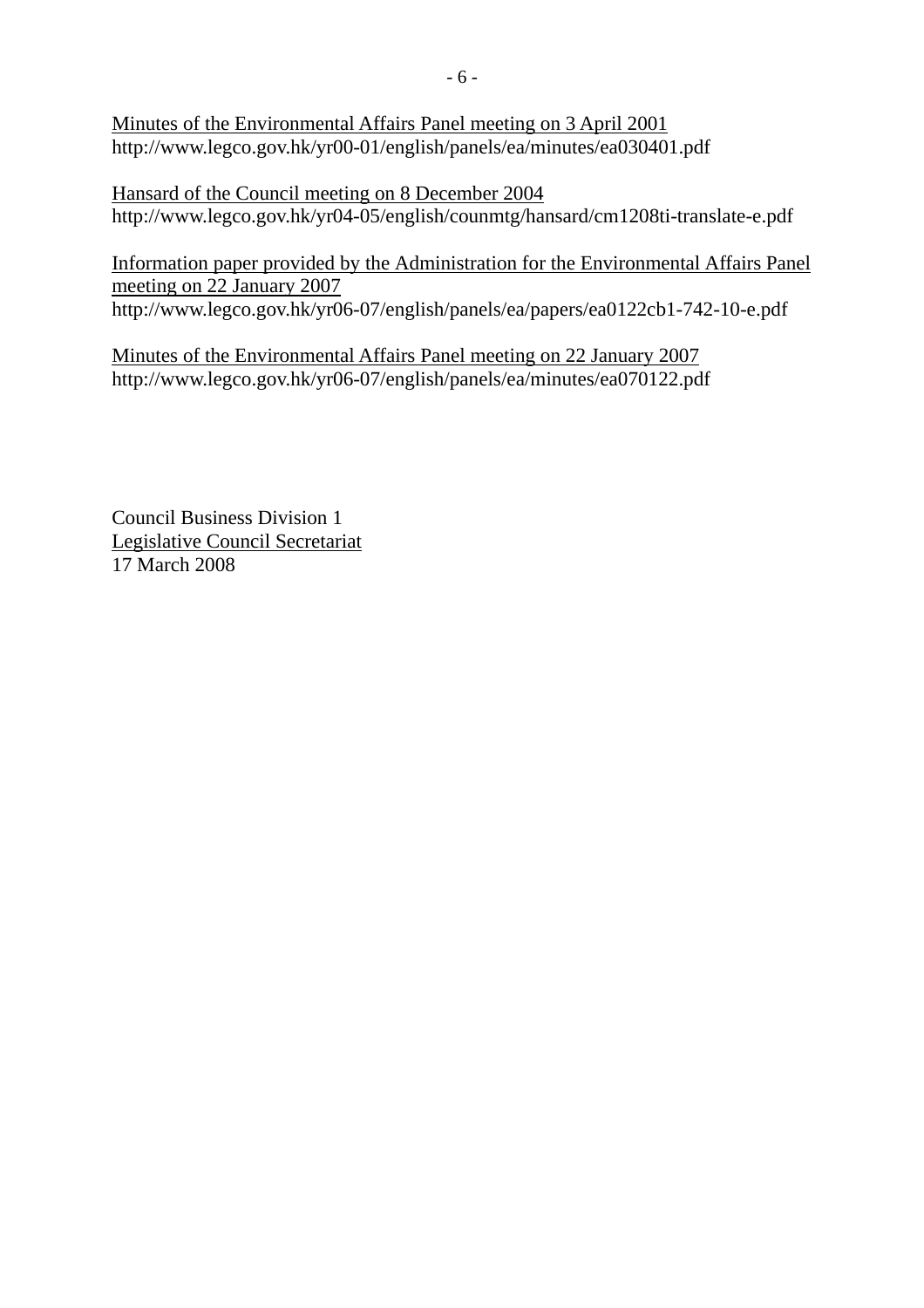<u>Minutes of the Environmental Affairs Panel meeting on 3 April 2001</u>
http://www.legco.gov.hk/yr00-01/english/panels/ea/minutes/ea030401.pdf

<u>Hansard of the Council meeting on 8 December 2004</u>
http://www.legco.gov.hk/yr04-05/english/counmtg/hansard/cm1208ti-translate-e.pdf

<u>Information paper provided by the Administration for the Environmental Affairs Panel meeting on 22 January 2007</u>
http://www.legco.gov.hk/yr06-07/english/panels/ea/papers/ea0122cb1-742-10-e.pdf

<u>Minutes of the Environmental Affairs Panel meeting on 22 January 2007</u>
http://www.legco.gov.hk/yr06-07/english/panels/ea/minutes/ea070122.pdf

Council Business Division 1
<u>Legislative Council Secretariat</u>
17 March 2008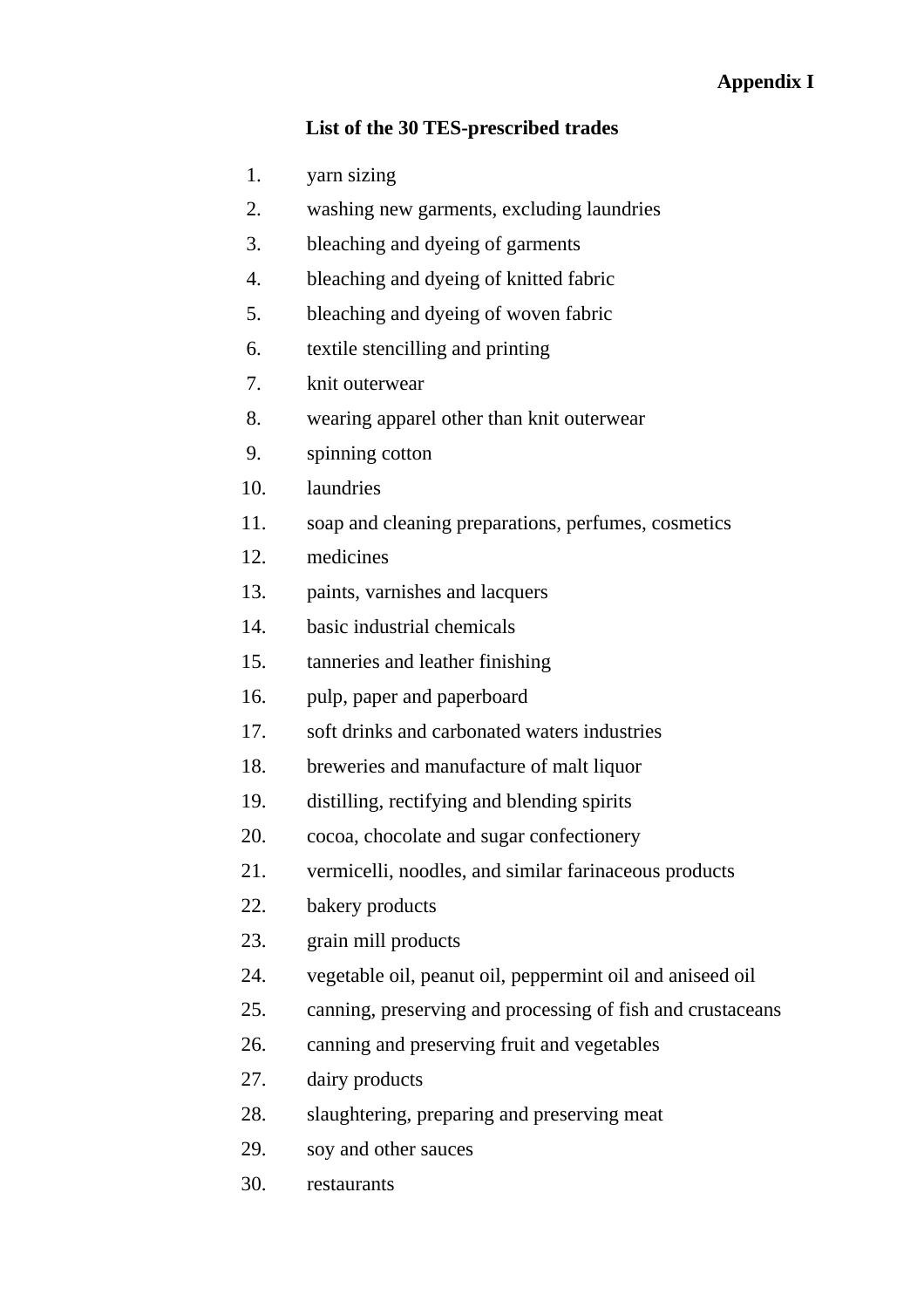**Appendix I**

**List of the 30 TES-prescribed trades**

1. yarn sizing
2. washing new garments, excluding laundries
3. bleaching and dyeing of garments
4. bleaching and dyeing of knitted fabric
5. bleaching and dyeing of woven fabric
6. textile stencilling and printing
7. knit outerwear
8. wearing apparel other than knit outerwear
9. spinning cotton
10. laundries
11. soap and cleaning preparations, perfumes, cosmetics
12. medicines
13. paints, varnishes and lacquers
14. basic industrial chemicals
15. tanneries and leather finishing
16. pulp, paper and paperboard
17. soft drinks and carbonated waters industries
18. breweries and manufacture of malt liquor
19. distilling, rectifying and blending spirits
20. cocoa, chocolate and sugar confectionery
21. vermicelli, noodles, and similar farinaceous products
22. bakery products
23. grain mill products
24. vegetable oil, peanut oil, peppermint oil and aniseed oil
25. canning, preserving and processing of fish and crustaceans
26. canning and preserving fruit and vegetables
27. dairy products
28. slaughtering, preparing and preserving meat
29. soy and other sauces
30. restaurants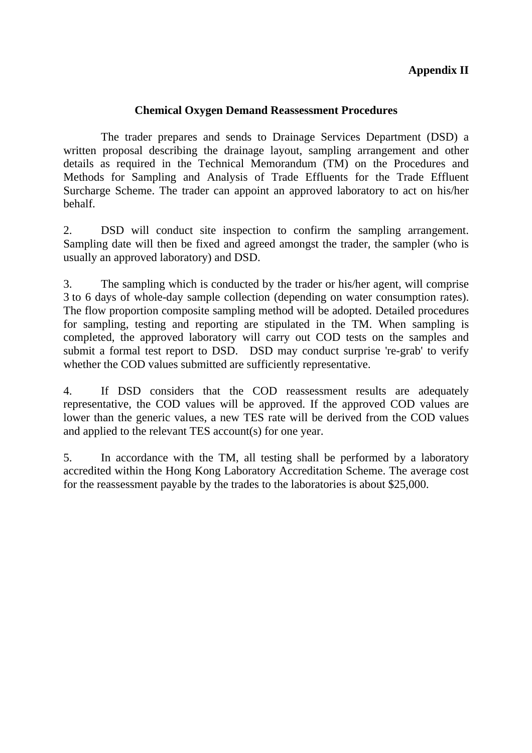**Appendix II**

## Chemical Oxygen Demand Reassessment Procedures

The trader prepares and sends to Drainage Services Department (DSD) a written proposal describing the drainage layout, sampling arrangement and other details as required in the Technical Memorandum (TM) on the Procedures and Methods for Sampling and Analysis of Trade Effluents for the Trade Effluent Surcharge Scheme. The trader can appoint an approved laboratory to act on his/her behalf.

2. DSD will conduct site inspection to confirm the sampling arrangement. Sampling date will then be fixed and agreed amongst the trader, the sampler (who is usually an approved laboratory) and DSD.

3. The sampling which is conducted by the trader or his/her agent, will comprise 3 to 6 days of whole-day sample collection (depending on water consumption rates). The flow proportion composite sampling method will be adopted. Detailed procedures for sampling, testing and reporting are stipulated in the TM. When sampling is completed, the approved laboratory will carry out COD tests on the samples and submit a formal test report to DSD. DSD may conduct surprise 're-grab' to verify whether the COD values submitted are sufficiently representative.

4. If DSD considers that the COD reassessment results are adequately representative, the COD values will be approved. If the approved COD values are lower than the generic values, a new TES rate will be derived from the COD values and applied to the relevant TES account(s) for one year.

5. In accordance with the TM, all testing shall be performed by a laboratory accredited within the Hong Kong Laboratory Accreditation Scheme. The average cost for the reassessment payable by the trades to the laboratories is about $25,000.